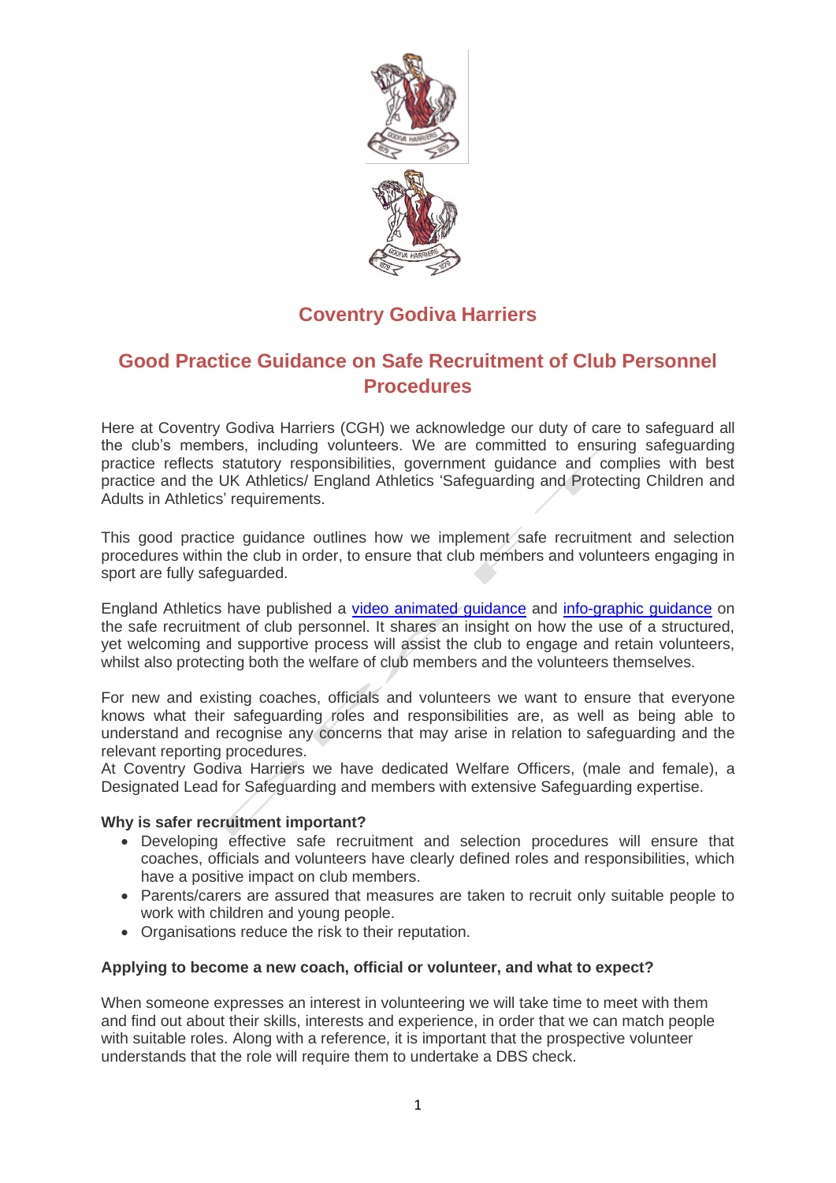# Coventry Godiva Harriers

## Good Practice Guidance on Safe Recruitment of Club Personnel Procedures

Here at Coventry Godiva Harriers (CGH) we acknowledge our duty of care to safeguard all the club's members, including volunteers. We are committed to ensuring safeguarding practice reflects statutory responsibilities, government guidance and complies with best practice and the UK Athletics/ England Athletics 'Safeguarding and Protecting Children and Adults in Athletics' requirements.

This good practice guidance outlines how we implement safe recruitment and selection procedures within the club in order, to ensure that club members and volunteers engaging in sport are fully safeguarded.

England Athletics have published a video animated guidance and info-graphic guidance on the safe recruitment of club personnel. It shares an insight on how the use of a structured, yet welcoming and supportive process will assist the club to engage and retain volunteers, whilst also protecting both the welfare of club members and the volunteers themselves.

For new and existing coaches, officials and volunteers we want to ensure that everyone knows what their safeguarding roles and responsibilities are, as well as being able to understand and recognise any concerns that may arise in relation to safeguarding and the relevant reporting procedures.
At Coventry Godiva Harriers we have dedicated Welfare Officers, (male and female), a Designated Lead for Safeguarding and members with extensive Safeguarding expertise.

**Why is safer recruitment important?**

- Developing effective safe recruitment and selection procedures will ensure that coaches, officials and volunteers have clearly defined roles and responsibilities, which have a positive impact on club members.
- Parents/carers are assured that measures are taken to recruit only suitable people to work with children and young people.
- Organisations reduce the risk to their reputation.

**Applying to become a new coach, official or volunteer, and what to expect?**

When someone expresses an interest in volunteering we will take time to meet with them and find out about their skills, interests and experience, in order that we can match people with suitable roles. Along with a reference, it is important that the prospective volunteer understands that the role will require them to undertake a DBS check.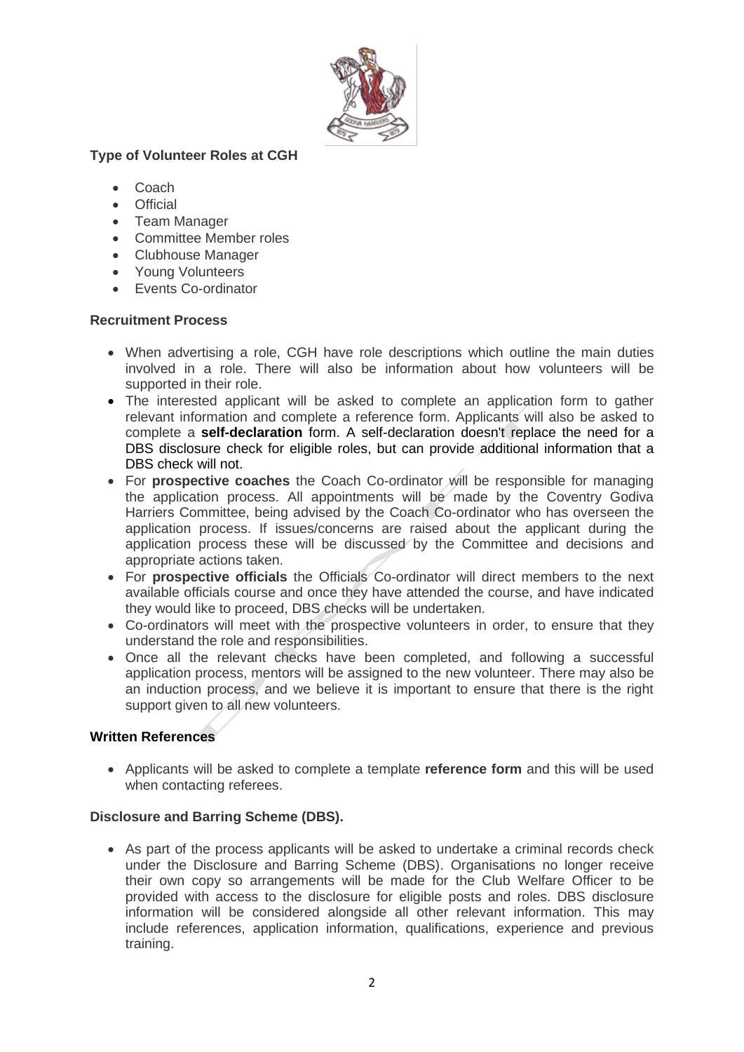**Type of Volunteer Roles at CGH**

- Coach
- Official
- Team Manager
- Committee Member roles
- Clubhouse Manager
- Young Volunteers
- Events Co-ordinator

**Recruitment Process**

- When advertising a role, CGH have role descriptions which outline the main duties involved in a role. There will also be information about how volunteers will be supported in their role.
- The interested applicant will be asked to complete an application form to gather relevant information and complete a reference form. Applicants will also be asked to complete a **self-declaration** form. A self-declaration doesn't replace the need for a DBS disclosure check for eligible roles, but can provide additional information that a DBS check will not.
- For **prospective coaches** the Coach Co-ordinator will be responsible for managing the application process. All appointments will be made by the Coventry Godiva Harriers Committee, being advised by the Coach Co-ordinator who has overseen the application process. If issues/concerns are raised about the applicant during the application process these will be discussed by the Committee and decisions and appropriate actions taken.
- For **prospective officials** the Officials Co-ordinator will direct members to the next available officials course and once they have attended the course, and have indicated they would like to proceed, DBS checks will be undertaken.
- Co-ordinators will meet with the prospective volunteers in order, to ensure that they understand the role and responsibilities.
- Once all the relevant checks have been completed, and following a successful application process, mentors will be assigned to the new volunteer. There may also be an induction process, and we believe it is important to ensure that there is the right support given to all new volunteers.

**Written References**

- Applicants will be asked to complete a template **reference form** and this will be used when contacting referees.

**Disclosure and Barring Scheme (DBS).**

- As part of the process applicants will be asked to undertake a criminal records check under the Disclosure and Barring Scheme (DBS). Organisations no longer receive their own copy so arrangements will be made for the Club Welfare Officer to be provided with access to the disclosure for eligible posts and roles. DBS disclosure information will be considered alongside all other relevant information. This may include references, application information, qualifications, experience and previous training.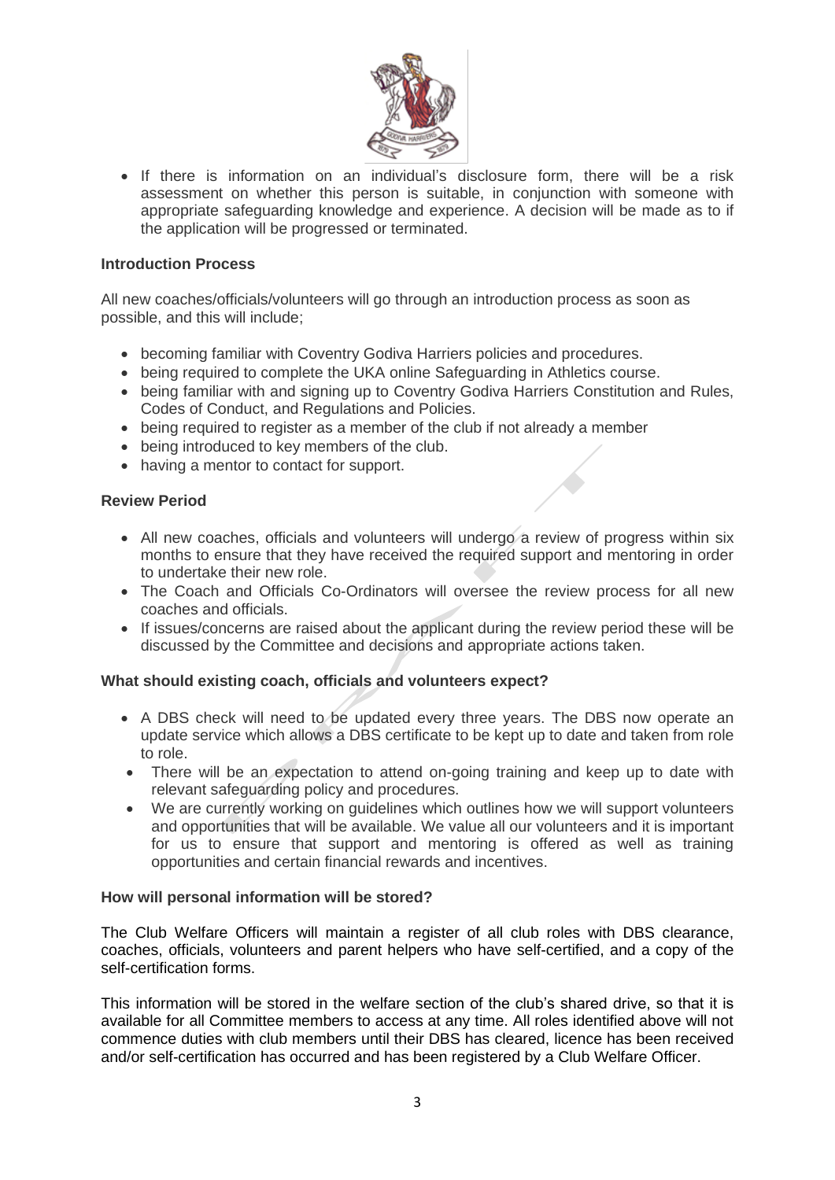- If there is information on an individual's disclosure form, there will be a risk assessment on whether this person is suitable, in conjunction with someone with appropriate safeguarding knowledge and experience. A decision will be made as to if the application will be progressed or terminated.

**Introduction Process**

All new coaches/officials/volunteers will go through an introduction process as soon as possible, and this will include;

- becoming familiar with Coventry Godiva Harriers policies and procedures.
- being required to complete the UKA online Safeguarding in Athletics course.
- being familiar with and signing up to Coventry Godiva Harriers Constitution and Rules, Codes of Conduct, and Regulations and Policies.
- being required to register as a member of the club if not already a member
- being introduced to key members of the club.
- having a mentor to contact for support.

**Review Period**

- All new coaches, officials and volunteers will undergo a review of progress within six months to ensure that they have received the required support and mentoring in order to undertake their new role.
- The Coach and Officials Co-Ordinators will oversee the review process for all new coaches and officials.
- If issues/concerns are raised about the applicant during the review period these will be discussed by the Committee and decisions and appropriate actions taken.

**What should existing coach, officials and volunteers expect?**

- A DBS check will need to be updated every three years. The DBS now operate an update service which allows a DBS certificate to be kept up to date and taken from role to role.
- There will be an expectation to attend on-going training and keep up to date with relevant safeguarding policy and procedures.
- We are currently working on guidelines which outlines how we will support volunteers and opportunities that will be available. We value all our volunteers and it is important for us to ensure that support and mentoring is offered as well as training opportunities and certain financial rewards and incentives.

**How will personal information will be stored?**

The Club Welfare Officers will maintain a register of all club roles with DBS clearance, coaches, officials, volunteers and parent helpers who have self-certified, and a copy of the self-certification forms.

This information will be stored in the welfare section of the club's shared drive, so that it is available for all Committee members to access at any time. All roles identified above will not commence duties with club members until their DBS has cleared, licence has been received and/or self-certification has occurred and has been registered by a Club Welfare Officer.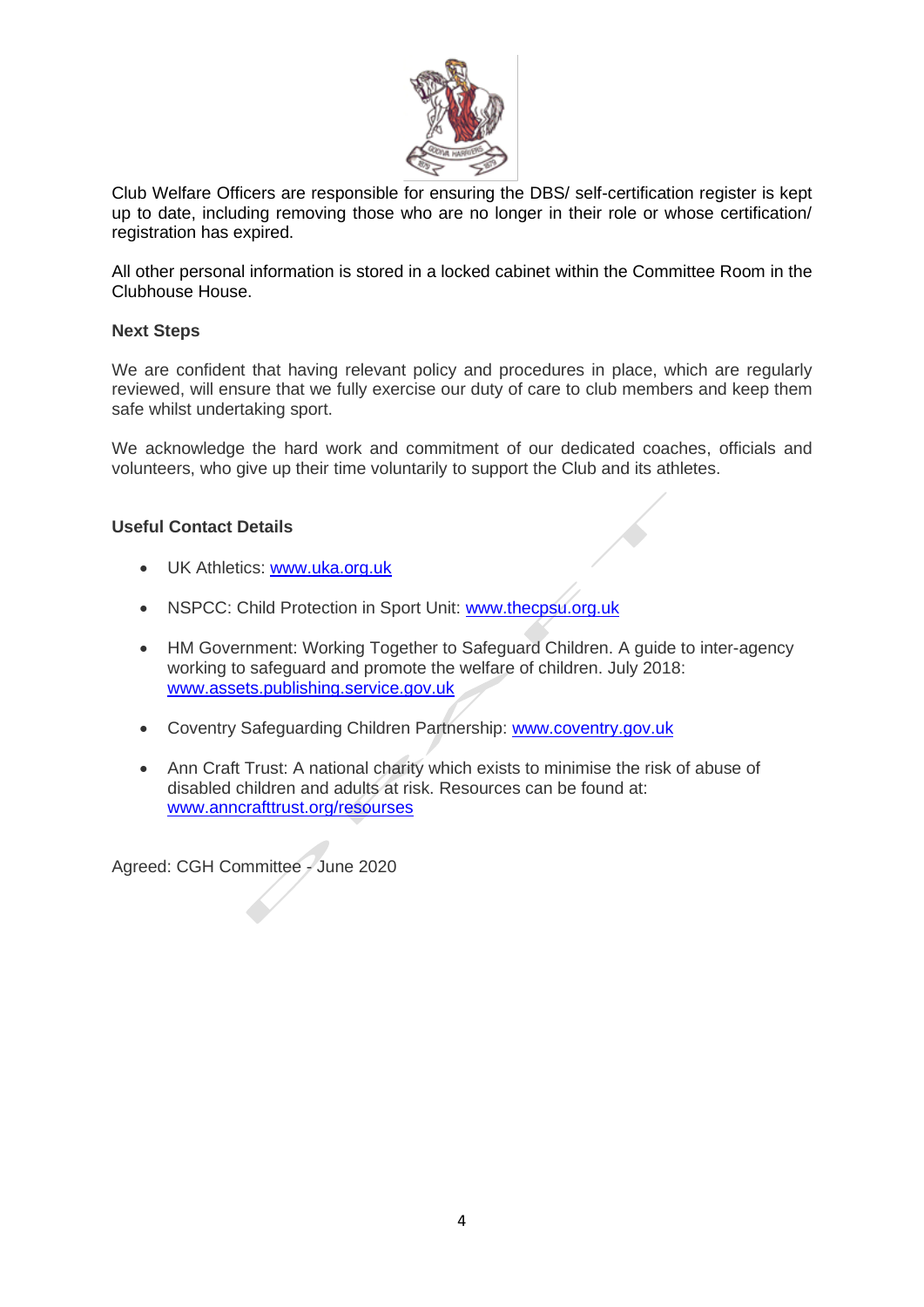Club Welfare Officers are responsible for ensuring the DBS/ self-certification register is kept up to date, including removing those who are no longer in their role or whose certification/ registration has expired.

All other personal information is stored in a locked cabinet within the Committee Room in the Clubhouse House.

**Next Steps**

We are confident that having relevant policy and procedures in place, which are regularly reviewed, will ensure that we fully exercise our duty of care to club members and keep them safe whilst undertaking sport.

We acknowledge the hard work and commitment of our dedicated coaches, officials and volunteers, who give up their time voluntarily to support the Club and its athletes.

**Useful Contact Details**

- UK Athletics: www.uka.org.uk
- NSPCC: Child Protection in Sport Unit: www.thecpsu.org.uk
- HM Government: Working Together to Safeguard Children. A guide to inter-agency working to safeguard and promote the welfare of children. July 2018: www.assets.publishing.service.gov.uk
- Coventry Safeguarding Children Partnership: www.coventry.gov.uk
- Ann Craft Trust: A national charity which exists to minimise the risk of abuse of disabled children and adults at risk. Resources can be found at: www.anncrafttrust.org/resourses

Agreed: CGH Committee - June 2020